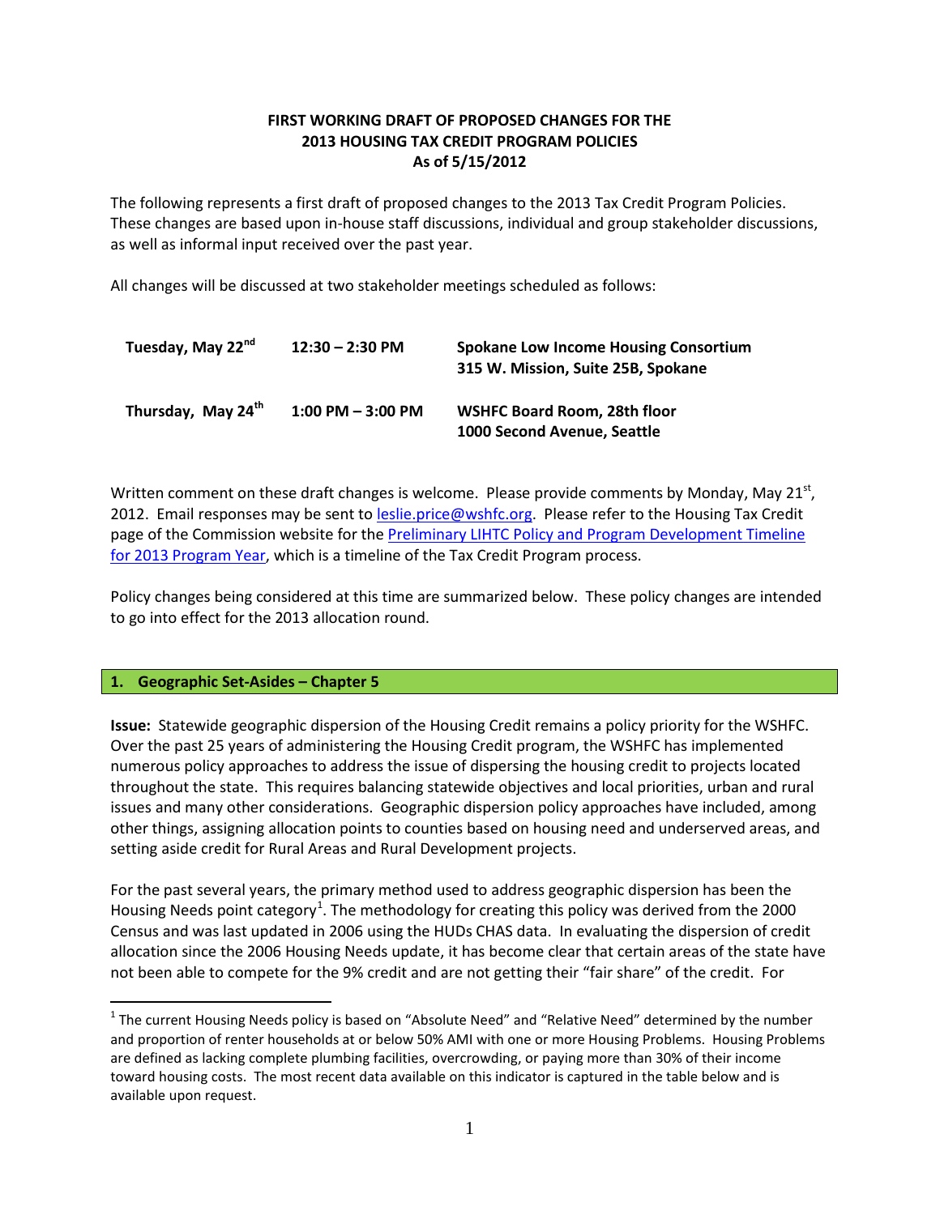# FIRST WORKING DRAFT OF PROPOSED CHANGES FOR THE 2013 HOUSING TAX CREDIT PROGRAM POLICIES
## As of 5/15/2012

The following represents a first draft of proposed changes to the 2013 Tax Credit Program Policies. These changes are based upon in-house staff discussions, individual and group stakeholder discussions, as well as informal input received over the past year.

All changes will be discussed at two stakeholder meetings scheduled as follows:

| | | |
|---|---|---|
| **Tuesday, May 22nd** | **12:30 – 2:30 PM** | **Spokane Low Income Housing Consortium 315 W. Mission, Suite 25B, Spokane** |
| **Thursday, May 24th** | **1:00 PM – 3:00 PM** | **WSHFC Board Room, 28th floor 1000 Second Avenue, Seattle** |

Written comment on these draft changes is welcome. Please provide comments by Monday, May 21st, 2012. Email responses may be sent to leslie.price@wshfc.org. Please refer to the Housing Tax Credit page of the Commission website for the Preliminary LIHTC Policy and Program Development Timeline for 2013 Program Year, which is a timeline of the Tax Credit Program process.

Policy changes being considered at this time are summarized below. These policy changes are intended to go into effect for the 2013 allocation round.

## 1. Geographic Set-Asides – Chapter 5

**Issue:** Statewide geographic dispersion of the Housing Credit remains a policy priority for the WSHFC. Over the past 25 years of administering the Housing Credit program, the WSHFC has implemented numerous policy approaches to address the issue of dispersing the housing credit to projects located throughout the state. This requires balancing statewide objectives and local priorities, urban and rural issues and many other considerations. Geographic dispersion policy approaches have included, among other things, assigning allocation points to counties based on housing need and underserved areas, and setting aside credit for Rural Areas and Rural Development projects.

For the past several years, the primary method used to address geographic dispersion has been the Housing Needs point category[1]. The methodology for creating this policy was derived from the 2000 Census and was last updated in 2006 using the HUDs CHAS data. In evaluating the dispersion of credit allocation since the 2006 Housing Needs update, it has become clear that certain areas of the state have not been able to compete for the 9% credit and are not getting their "fair share" of the credit. For

[1] The current Housing Needs policy is based on "Absolute Need" and "Relative Need" determined by the number and proportion of renter households at or below 50% AMI with one or more Housing Problems. Housing Problems are defined as lacking complete plumbing facilities, overcrowding, or paying more than 30% of their income toward housing costs. The most recent data available on this indicator is captured in the table below and is available upon request.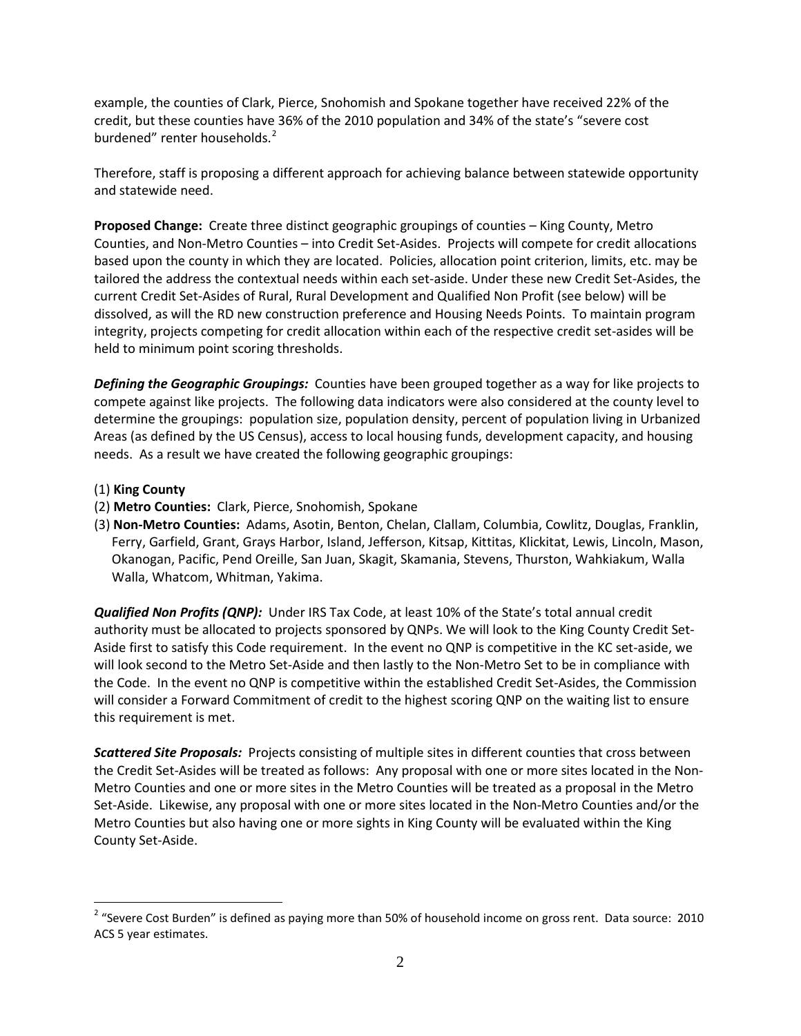example, the counties of Clark, Pierce, Snohomish and Spokane together have received 22% of the credit, but these counties have 36% of the 2010 population and 34% of the state's "severe cost burdened" renter households.[2]

Therefore, staff is proposing a different approach for achieving balance between statewide opportunity and statewide need.

**Proposed Change:** Create three distinct geographic groupings of counties – King County, Metro Counties, and Non-Metro Counties – into Credit Set-Asides. Projects will compete for credit allocations based upon the county in which they are located. Policies, allocation point criterion, limits, etc. may be tailored the address the contextual needs within each set-aside. Under these new Credit Set-Asides, the current Credit Set-Asides of Rural, Rural Development and Qualified Non Profit (see below) will be dissolved, as will the RD new construction preference and Housing Needs Points. To maintain program integrity, projects competing for credit allocation within each of the respective credit set-asides will be held to minimum point scoring thresholds.

***Defining the Geographic Groupings:*** Counties have been grouped together as a way for like projects to compete against like projects. The following data indicators were also considered at the county level to determine the groupings: population size, population density, percent of population living in Urbanized Areas (as defined by the US Census), access to local housing funds, development capacity, and housing needs. As a result we have created the following geographic groupings:

(1) **King County**
(2) **Metro Counties:** Clark, Pierce, Snohomish, Spokane
(3) **Non-Metro Counties:** Adams, Asotin, Benton, Chelan, Clallam, Columbia, Cowlitz, Douglas, Franklin, Ferry, Garfield, Grant, Grays Harbor, Island, Jefferson, Kitsap, Kittitas, Klickitat, Lewis, Lincoln, Mason, Okanogan, Pacific, Pend Oreille, San Juan, Skagit, Skamania, Stevens, Thurston, Wahkiakum, Walla Walla, Whatcom, Whitman, Yakima.

***Qualified Non Profits (QNP):*** Under IRS Tax Code, at least 10% of the State's total annual credit authority must be allocated to projects sponsored by QNPs. We will look to the King County Credit Set-Aside first to satisfy this Code requirement. In the event no QNP is competitive in the KC set-aside, we will look second to the Metro Set-Aside and then lastly to the Non-Metro Set to be in compliance with the Code. In the event no QNP is competitive within the established Credit Set-Asides, the Commission will consider a Forward Commitment of credit to the highest scoring QNP on the waiting list to ensure this requirement is met.

***Scattered Site Proposals:*** Projects consisting of multiple sites in different counties that cross between the Credit Set-Asides will be treated as follows: Any proposal with one or more sites located in the Non-Metro Counties and one or more sites in the Metro Counties will be treated as a proposal in the Metro Set-Aside. Likewise, any proposal with one or more sites located in the Non-Metro Counties and/or the Metro Counties but also having one or more sights in King County will be evaluated within the King County Set-Aside.

---

[2] "Severe Cost Burden" is defined as paying more than 50% of household income on gross rent. Data source: 2010 ACS 5 year estimates.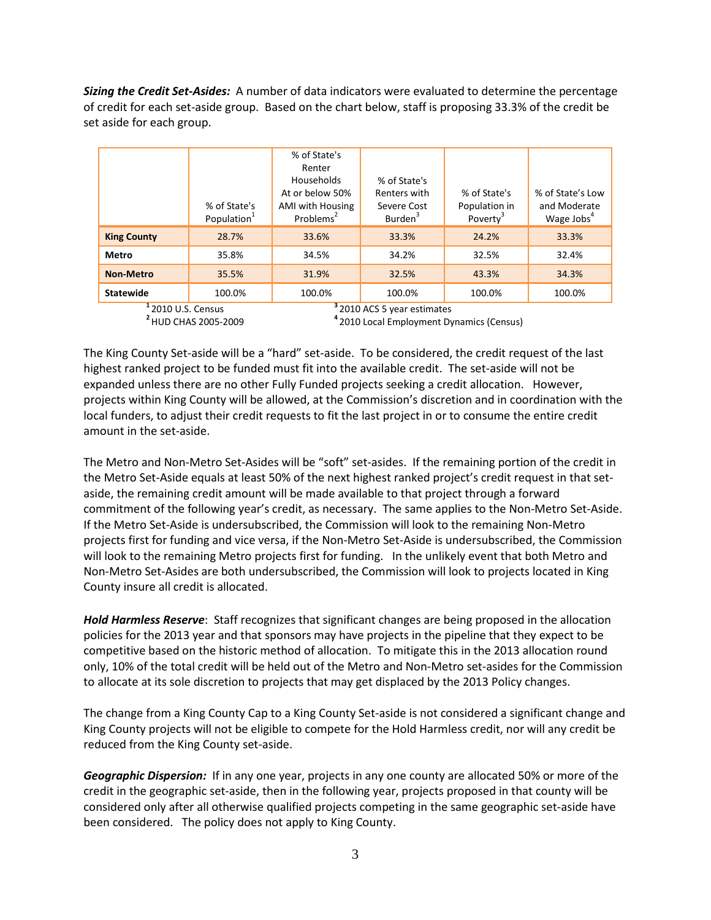***Sizing the Credit Set-Asides:*** A number of data indicators were evaluated to determine the percentage of credit for each set-aside group. Based on the chart below, staff is proposing 33.3% of the credit be set aside for each group.

| | % of State's Population[1] | % of State's Renter Households At or below 50% AMI with Housing Problems[2] | % of State's Renters with Severe Cost Burden[3] | % of State's Population in Poverty[3] | % of State's Low and Moderate Wage Jobs[4] |
|---|---|---|---|---|---|
| **King County** | 28.7% | 33.6% | 33.3% | 24.2% | 33.3% |
| **Metro** | 35.8% | 34.5% | 34.2% | 32.5% | 32.4% |
| **Non-Metro** | 35.5% | 31.9% | 32.5% | 43.3% | 34.3% |
| **Statewide** | 100.0% | 100.0% | 100.0% | 100.0% | 100.0% |

[1] 2010 U.S. Census
[2] HUD CHAS 2005-2009
[3] 2010 ACS 5 year estimates
[4] 2010 Local Employment Dynamics (Census)

The King County Set-aside will be a "hard" set-aside. To be considered, the credit request of the last highest ranked project to be funded must fit into the available credit. The set-aside will not be expanded unless there are no other Fully Funded projects seeking a credit allocation. However, projects within King County will be allowed, at the Commission's discretion and in coordination with the local funders, to adjust their credit requests to fit the last project in or to consume the entire credit amount in the set-aside.

The Metro and Non-Metro Set-Asides will be "soft" set-asides. If the remaining portion of the credit in the Metro Set-Aside equals at least 50% of the next highest ranked project's credit request in that set-aside, the remaining credit amount will be made available to that project through a forward commitment of the following year's credit, as necessary. The same applies to the Non-Metro Set-Aside. If the Metro Set-Aside is undersubscribed, the Commission will look to the remaining Non-Metro projects first for funding and vice versa, if the Non-Metro Set-Aside is undersubscribed, the Commission will look to the remaining Metro projects first for funding. In the unlikely event that both Metro and Non-Metro Set-Asides are both undersubscribed, the Commission will look to projects located in King County insure all credit is allocated.

***Hold Harmless Reserve***: Staff recognizes that significant changes are being proposed in the allocation policies for the 2013 year and that sponsors may have projects in the pipeline that they expect to be competitive based on the historic method of allocation. To mitigate this in the 2013 allocation round only, 10% of the total credit will be held out of the Metro and Non-Metro set-asides for the Commission to allocate at its sole discretion to projects that may get displaced by the 2013 Policy changes.

The change from a King County Cap to a King County Set-aside is not considered a significant change and King County projects will not be eligible to compete for the Hold Harmless credit, nor will any credit be reduced from the King County set-aside.

***Geographic Dispersion:*** If in any one year, projects in any one county are allocated 50% or more of the credit in the geographic set-aside, then in the following year, projects proposed in that county will be considered only after all otherwise qualified projects competing in the same geographic set-aside have been considered. The policy does not apply to King County.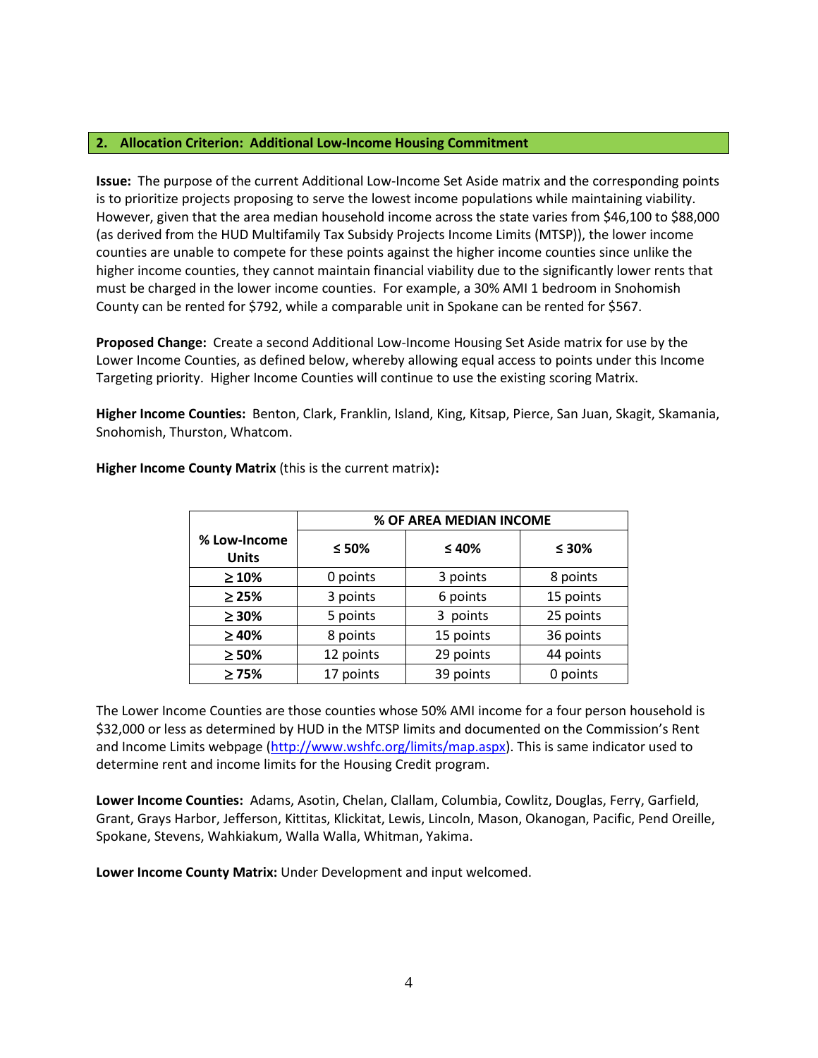## 2. Allocation Criterion: Additional Low-Income Housing Commitment

**Issue:** The purpose of the current Additional Low-Income Set Aside matrix and the corresponding points is to prioritize projects proposing to serve the lowest income populations while maintaining viability. However, given that the area median household income across the state varies from $46,100 to $88,000 (as derived from the HUD Multifamily Tax Subsidy Projects Income Limits (MTSP)), the lower income counties are unable to compete for these points against the higher income counties since unlike the higher income counties, they cannot maintain financial viability due to the significantly lower rents that must be charged in the lower income counties. For example, a 30% AMI 1 bedroom in Snohomish County can be rented for $792, while a comparable unit in Spokane can be rented for $567.

**Proposed Change:** Create a second Additional Low-Income Housing Set Aside matrix for use by the Lower Income Counties, as defined below, whereby allowing equal access to points under this Income Targeting priority. Higher Income Counties will continue to use the existing scoring Matrix.

**Higher Income Counties:** Benton, Clark, Franklin, Island, King, Kitsap, Pierce, San Juan, Skagit, Skamania, Snohomish, Thurston, Whatcom.

**Higher Income County Matrix** (this is the current matrix)**:**

| % Low-Income Units | % OF AREA MEDIAN INCOME | | |
|---|---|---|---|
| | ≤ 50% | ≤ 40% | ≤ 30% |
| ≥ 10% | 0 points | 3 points | 8 points |
| ≥ 25% | 3 points | 6 points | 15 points |
| ≥ 30% | 5 points | 3 points | 25 points |
| ≥ 40% | 8 points | 15 points | 36 points |
| ≥ 50% | 12 points | 29 points | 44 points |
| ≥ 75% | 17 points | 39 points | 0 points |

The Lower Income Counties are those counties whose 50% AMI income for a four person household is $32,000 or less as determined by HUD in the MTSP limits and documented on the Commission's Rent and Income Limits webpage (http://www.wshfc.org/limits/map.aspx). This is same indicator used to determine rent and income limits for the Housing Credit program.

**Lower Income Counties:** Adams, Asotin, Chelan, Clallam, Columbia, Cowlitz, Douglas, Ferry, Garfield, Grant, Grays Harbor, Jefferson, Kittitas, Klickitat, Lewis, Lincoln, Mason, Okanogan, Pacific, Pend Oreille, Spokane, Stevens, Wahkiakum, Walla Walla, Whitman, Yakima.

**Lower Income County Matrix:** Under Development and input welcomed.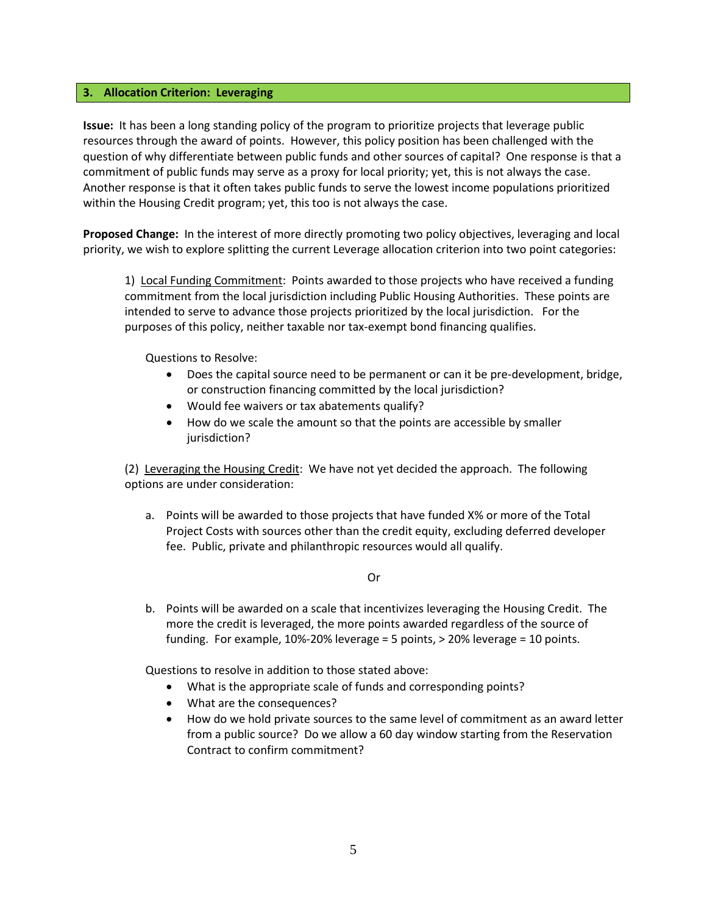## 3. Allocation Criterion: Leveraging

**Issue:** It has been a long standing policy of the program to prioritize projects that leverage public resources through the award of points. However, this policy position has been challenged with the question of why differentiate between public funds and other sources of capital? One response is that a commitment of public funds may serve as a proxy for local priority; yet, this is not always the case. Another response is that it often takes public funds to serve the lowest income populations prioritized within the Housing Credit program; yet, this too is not always the case.

**Proposed Change:** In the interest of more directly promoting two policy objectives, leveraging and local priority, we wish to explore splitting the current Leverage allocation criterion into two point categories:

1) Local Funding Commitment: Points awarded to those projects who have received a funding commitment from the local jurisdiction including Public Housing Authorities. These points are intended to serve to advance those projects prioritized by the local jurisdiction. For the purposes of this policy, neither taxable nor tax-exempt bond financing qualifies.

Questions to Resolve:

- Does the capital source need to be permanent or can it be pre-development, bridge, or construction financing committed by the local jurisdiction?
- Would fee waivers or tax abatements qualify?
- How do we scale the amount so that the points are accessible by smaller jurisdiction?

(2) Leveraging the Housing Credit: We have not yet decided the approach. The following options are under consideration:

a. Points will be awarded to those projects that have funded X% or more of the Total Project Costs with sources other than the credit equity, excluding deferred developer fee. Public, private and philanthropic resources would all qualify.

Or

b. Points will be awarded on a scale that incentivizes leveraging the Housing Credit. The more the credit is leveraged, the more points awarded regardless of the source of funding. For example, 10%-20% leverage = 5 points, > 20% leverage = 10 points.

Questions to resolve in addition to those stated above:

- What is the appropriate scale of funds and corresponding points?
- What are the consequences?
- How do we hold private sources to the same level of commitment as an award letter from a public source? Do we allow a 60 day window starting from the Reservation Contract to confirm commitment?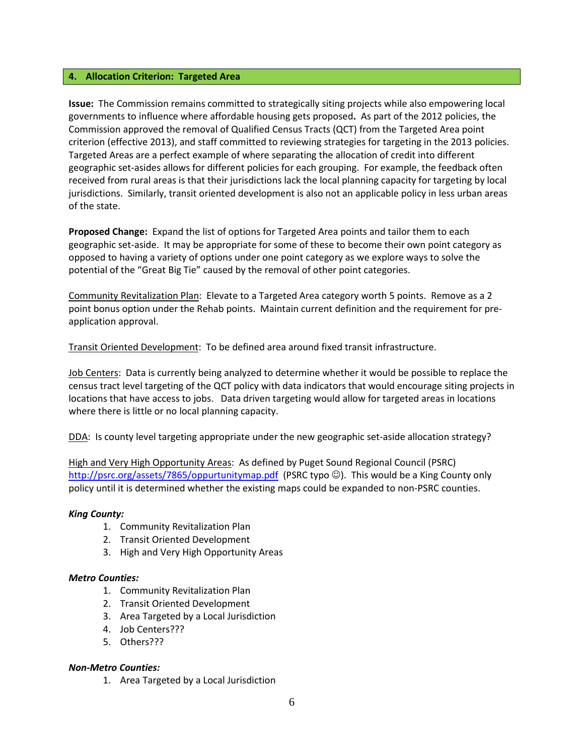## 4. Allocation Criterion: Targeted Area

**Issue:** The Commission remains committed to strategically siting projects while also empowering local governments to influence where affordable housing gets proposed**.** As part of the 2012 policies, the Commission approved the removal of Qualified Census Tracts (QCT) from the Targeted Area point criterion (effective 2013), and staff committed to reviewing strategies for targeting in the 2013 policies. Targeted Areas are a perfect example of where separating the allocation of credit into different geographic set-asides allows for different policies for each grouping. For example, the feedback often received from rural areas is that their jurisdictions lack the local planning capacity for targeting by local jurisdictions. Similarly, transit oriented development is also not an applicable policy in less urban areas of the state.

**Proposed Change:** Expand the list of options for Targeted Area points and tailor them to each geographic set-aside. It may be appropriate for some of these to become their own point category as opposed to having a variety of options under one point category as we explore ways to solve the potential of the "Great Big Tie" caused by the removal of other point categories.

<u>Community Revitalization Plan</u>: Elevate to a Targeted Area category worth 5 points. Remove as a 2 point bonus option under the Rehab points. Maintain current definition and the requirement for pre-application approval.

<u>Transit Oriented Development</u>: To be defined area around fixed transit infrastructure.

<u>Job Centers</u>: Data is currently being analyzed to determine whether it would be possible to replace the census tract level targeting of the QCT policy with data indicators that would encourage siting projects in locations that have access to jobs. Data driven targeting would allow for targeted areas in locations where there is little or no local planning capacity.

<u>DDA</u>: Is county level targeting appropriate under the new geographic set-aside allocation strategy?

<u>High and Very High Opportunity Areas</u>: As defined by Puget Sound Regional Council (PSRC) http://psrc.org/assets/7865/oppurtunitymap.pdf (PSRC typo ☺). This would be a King County only policy until it is determined whether the existing maps could be expanded to non-PSRC counties.

***King County:***

1. Community Revitalization Plan
2. Transit Oriented Development
3. High and Very High Opportunity Areas

***Metro Counties:***

1. Community Revitalization Plan
2. Transit Oriented Development
3. Area Targeted by a Local Jurisdiction
4. Job Centers???
5. Others???

***Non-Metro Counties:***

1. Area Targeted by a Local Jurisdiction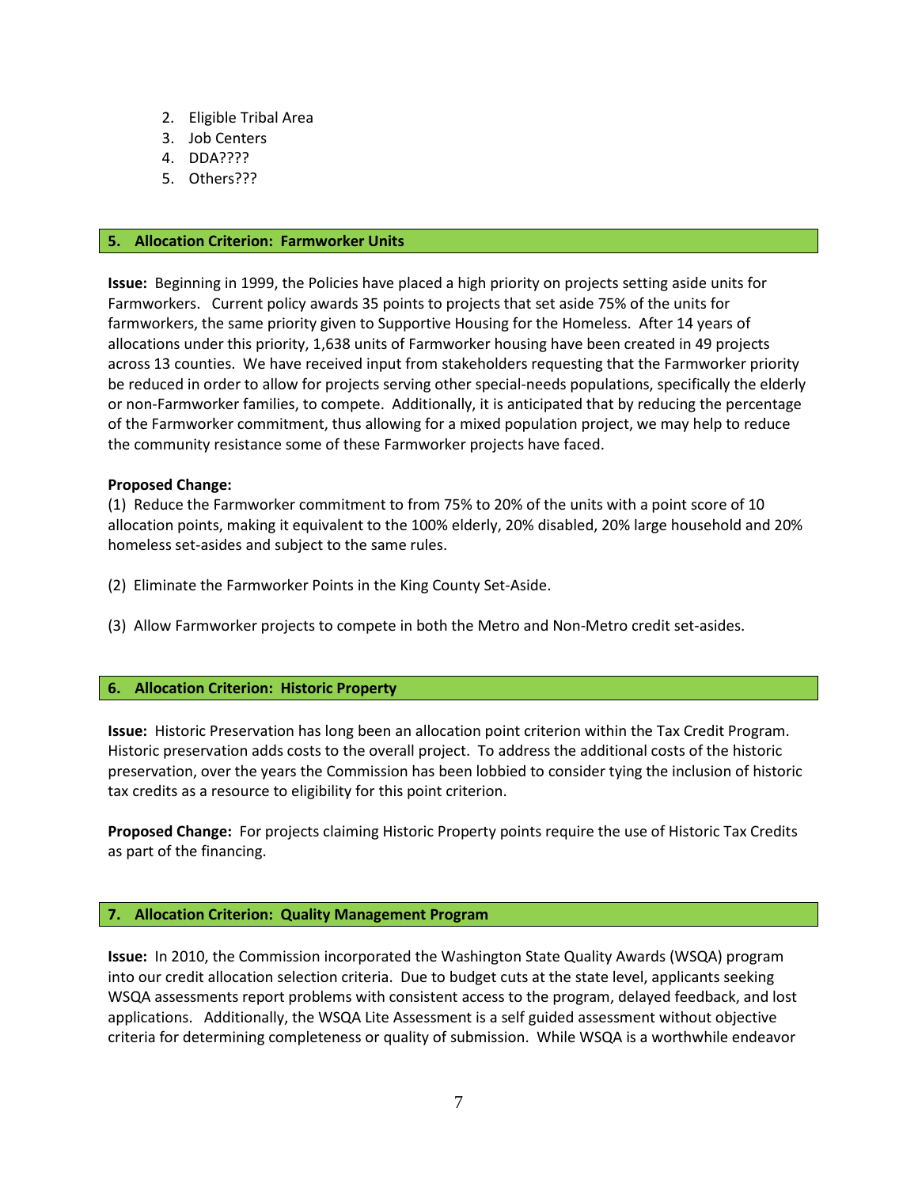2. Eligible Tribal Area
3. Job Centers
4. DDA????
5. Others???

## 5. Allocation Criterion: Farmworker Units

**Issue:** Beginning in 1999, the Policies have placed a high priority on projects setting aside units for Farmworkers. Current policy awards 35 points to projects that set aside 75% of the units for farmworkers, the same priority given to Supportive Housing for the Homeless. After 14 years of allocations under this priority, 1,638 units of Farmworker housing have been created in 49 projects across 13 counties. We have received input from stakeholders requesting that the Farmworker priority be reduced in order to allow for projects serving other special-needs populations, specifically the elderly or non-Farmworker families, to compete. Additionally, it is anticipated that by reducing the percentage of the Farmworker commitment, thus allowing for a mixed population project, we may help to reduce the community resistance some of these Farmworker projects have faced.

**Proposed Change:**

(1) Reduce the Farmworker commitment to from 75% to 20% of the units with a point score of 10 allocation points, making it equivalent to the 100% elderly, 20% disabled, 20% large household and 20% homeless set-asides and subject to the same rules.

(2) Eliminate the Farmworker Points in the King County Set-Aside.

(3) Allow Farmworker projects to compete in both the Metro and Non-Metro credit set-asides.

## 6. Allocation Criterion: Historic Property

**Issue:** Historic Preservation has long been an allocation point criterion within the Tax Credit Program. Historic preservation adds costs to the overall project. To address the additional costs of the historic preservation, over the years the Commission has been lobbied to consider tying the inclusion of historic tax credits as a resource to eligibility for this point criterion.

**Proposed Change:** For projects claiming Historic Property points require the use of Historic Tax Credits as part of the financing.

## 7. Allocation Criterion: Quality Management Program

**Issue:** In 2010, the Commission incorporated the Washington State Quality Awards (WSQA) program into our credit allocation selection criteria. Due to budget cuts at the state level, applicants seeking WSQA assessments report problems with consistent access to the program, delayed feedback, and lost applications. Additionally, the WSQA Lite Assessment is a self guided assessment without objective criteria for determining completeness or quality of submission. While WSQA is a worthwhile endeavor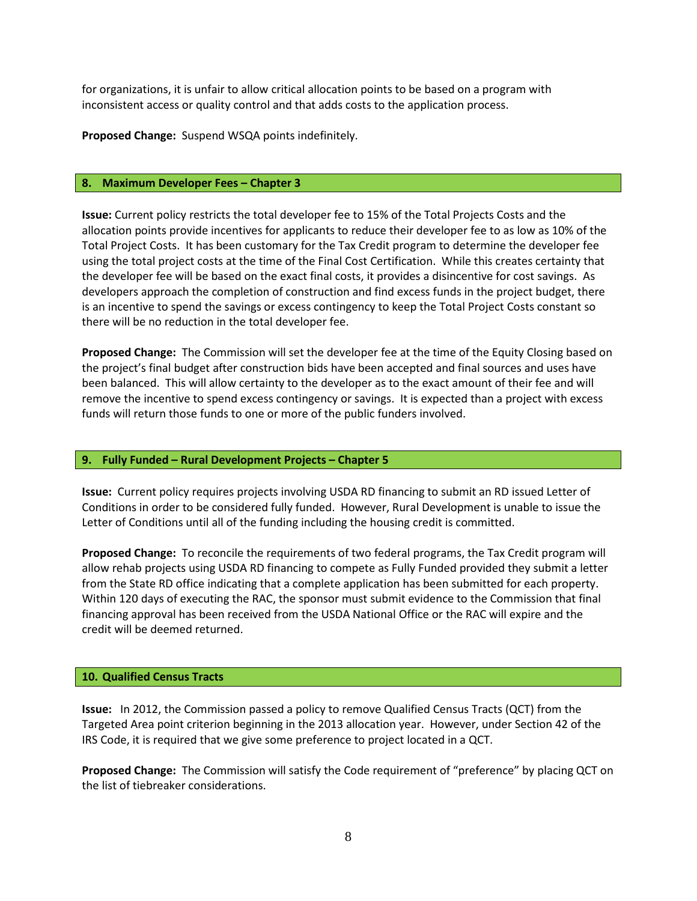for organizations, it is unfair to allow critical allocation points to be based on a program with inconsistent access or quality control and that adds costs to the application process.

**Proposed Change:** Suspend WSQA points indefinitely.

### 8. Maximum Developer Fees – Chapter 3

**Issue:** Current policy restricts the total developer fee to 15% of the Total Projects Costs and the allocation points provide incentives for applicants to reduce their developer fee to as low as 10% of the Total Project Costs. It has been customary for the Tax Credit program to determine the developer fee using the total project costs at the time of the Final Cost Certification. While this creates certainty that the developer fee will be based on the exact final costs, it provides a disincentive for cost savings. As developers approach the completion of construction and find excess funds in the project budget, there is an incentive to spend the savings or excess contingency to keep the Total Project Costs constant so there will be no reduction in the total developer fee.

**Proposed Change:** The Commission will set the developer fee at the time of the Equity Closing based on the project's final budget after construction bids have been accepted and final sources and uses have been balanced. This will allow certainty to the developer as to the exact amount of their fee and will remove the incentive to spend excess contingency or savings. It is expected than a project with excess funds will return those funds to one or more of the public funders involved.

### 9. Fully Funded – Rural Development Projects – Chapter 5

**Issue:** Current policy requires projects involving USDA RD financing to submit an RD issued Letter of Conditions in order to be considered fully funded. However, Rural Development is unable to issue the Letter of Conditions until all of the funding including the housing credit is committed.

**Proposed Change:** To reconcile the requirements of two federal programs, the Tax Credit program will allow rehab projects using USDA RD financing to compete as Fully Funded provided they submit a letter from the State RD office indicating that a complete application has been submitted for each property. Within 120 days of executing the RAC, the sponsor must submit evidence to the Commission that final financing approval has been received from the USDA National Office or the RAC will expire and the credit will be deemed returned.

### 10. Qualified Census Tracts

**Issue:** In 2012, the Commission passed a policy to remove Qualified Census Tracts (QCT) from the Targeted Area point criterion beginning in the 2013 allocation year. However, under Section 42 of the IRS Code, it is required that we give some preference to project located in a QCT.

**Proposed Change:** The Commission will satisfy the Code requirement of "preference" by placing QCT on the list of tiebreaker considerations.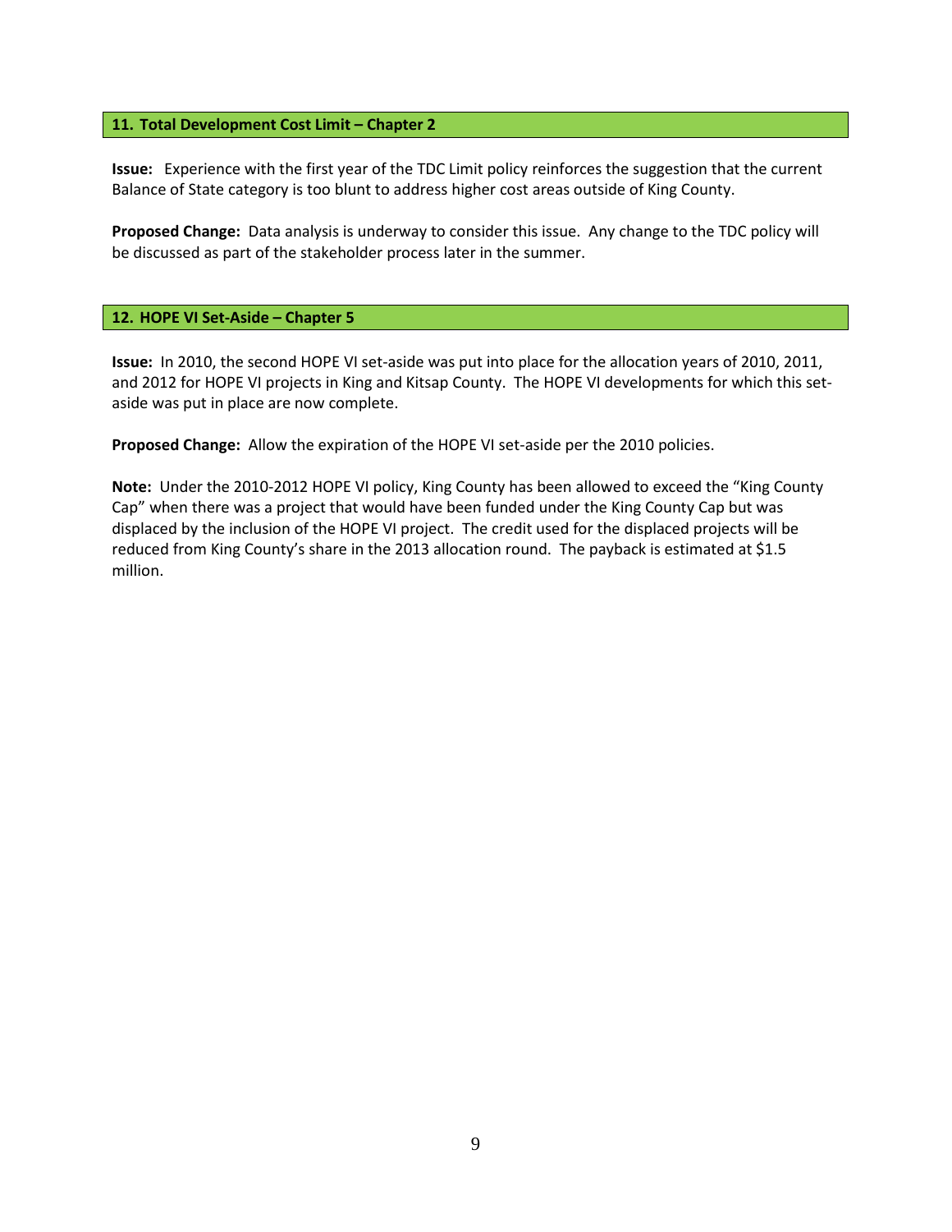### 11. Total Development Cost Limit – Chapter 2

**Issue:** Experience with the first year of the TDC Limit policy reinforces the suggestion that the current Balance of State category is too blunt to address higher cost areas outside of King County.

**Proposed Change:** Data analysis is underway to consider this issue. Any change to the TDC policy will be discussed as part of the stakeholder process later in the summer.

### 12. HOPE VI Set-Aside – Chapter 5

**Issue:** In 2010, the second HOPE VI set-aside was put into place for the allocation years of 2010, 2011, and 2012 for HOPE VI projects in King and Kitsap County. The HOPE VI developments for which this set-aside was put in place are now complete.

**Proposed Change:** Allow the expiration of the HOPE VI set-aside per the 2010 policies.

**Note:** Under the 2010-2012 HOPE VI policy, King County has been allowed to exceed the "King County Cap" when there was a project that would have been funded under the King County Cap but was displaced by the inclusion of the HOPE VI project. The credit used for the displaced projects will be reduced from King County's share in the 2013 allocation round. The payback is estimated at $1.5 million.